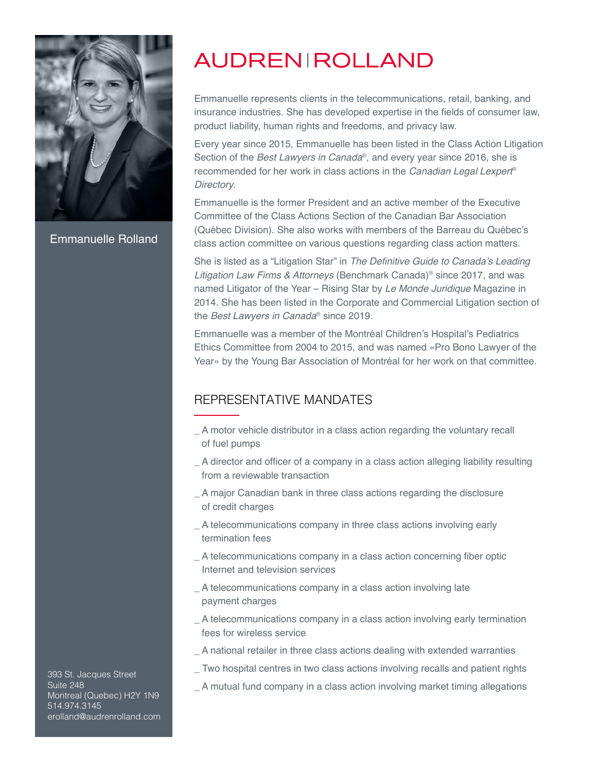# AUDREN | ROLLAND

Emmanuelle Rolland

Emmanuelle represents clients in the telecommunications, retail, banking, and insurance industries. She has developed expertise in the fields of consumer law, product liability, human rights and freedoms, and privacy law.

Every year since 2015, Emmanuelle has been listed in the Class Action Litigation Section of the *Best Lawyers in Canada*®, and every year since 2016, she is recommended for her work in class actions in the *Canadian Legal Lexpert*® *Directory*.

Emmanuelle is the former President and an active member of the Executive Committee of the Class Actions Section of the Canadian Bar Association (Québec Division). She also works with members of the Barreau du Québec's class action committee on various questions regarding class action matters.

She is listed as a "Litigation Star" in *The Definitive Guide to Canada's Leading Litigation Law Firms & Attorneys* (Benchmark Canada)® since 2017, and was named Litigator of the Year – Rising Star by *Le Monde Juridique* Magazine in 2014. She has been listed in the Corporate and Commercial Litigation section of the *Best Lawyers in Canada*® since 2019.

Emmanuelle was a member of the Montréal Children's Hospital's Pediatrics Ethics Committee from 2004 to 2015, and was named «Pro Bono Lawyer of the Year» by the Young Bar Association of Montréal for her work on that committee.

## REPRESENTATIVE MANDATES

- A motor vehicle distributor in a class action regarding the voluntary recall of fuel pumps
- A director and officer of a company in a class action alleging liability resulting from a reviewable transaction
- A major Canadian bank in three class actions regarding the disclosure of credit charges
- A telecommunications company in three class actions involving early termination fees
- A telecommunications company in a class action concerning fiber optic Internet and television services
- A telecommunications company in a class action involving late payment charges
- A telecommunications company in a class action involving early termination fees for wireless service
- A national retailer in three class actions dealing with extended warranties
- Two hospital centres in two class actions involving recalls and patient rights
- A mutual fund company in a class action involving market timing allegations

393 St. Jacques Street
Suite 248
Montreal (Quebec) H2Y 1N9
514.974.3145
erolland@audrenrolland.com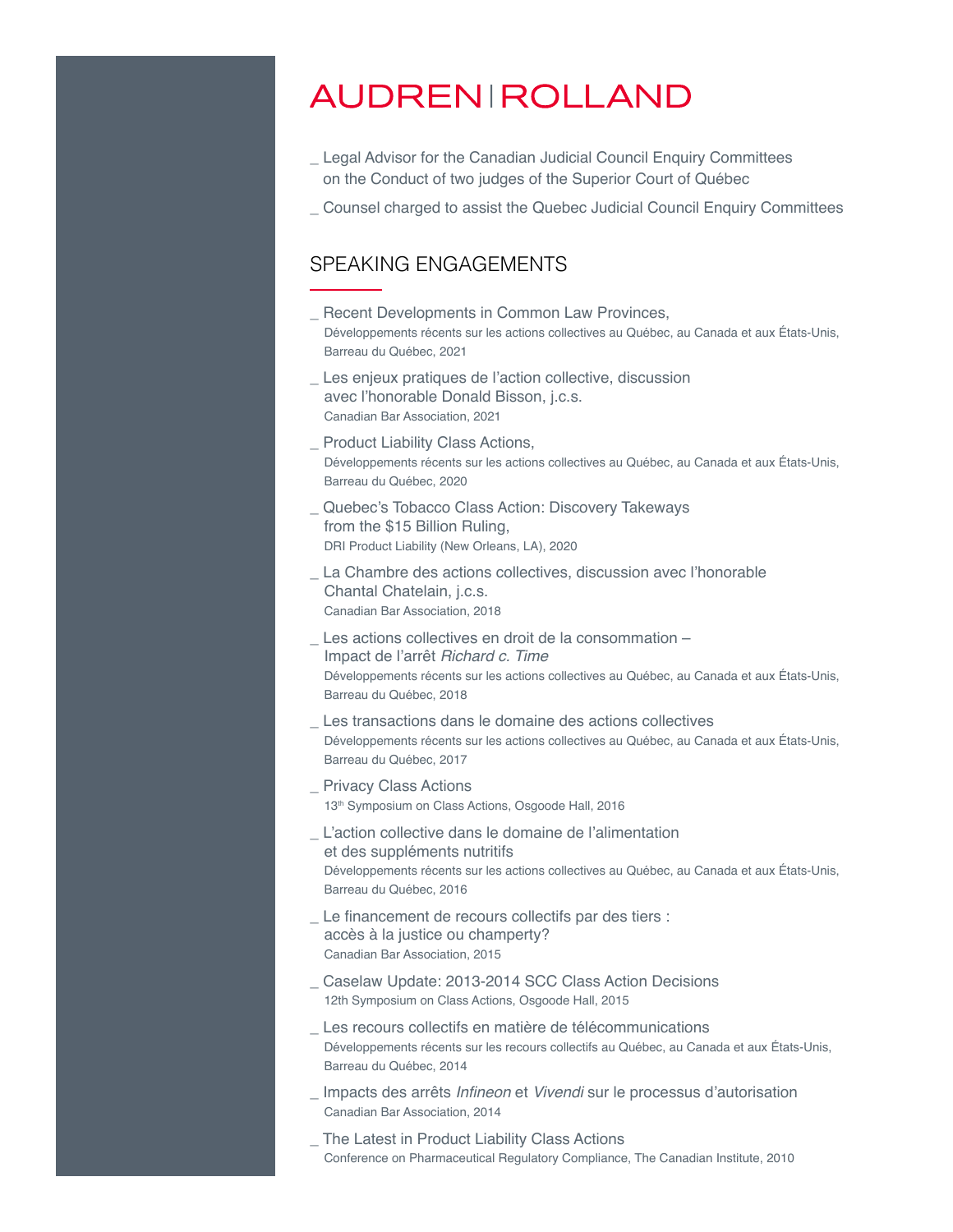_ Legal Advisor for the Canadian Judicial Council Enquiry Committees on the Conduct of two judges of the Superior Court of Québec

_ Counsel charged to assist the Quebec Judicial Council Enquiry Committees

## SPEAKING ENGAGEMENTS

_ Recent Developments in Common Law Provinces,
Développements récents sur les actions collectives au Québec, au Canada et aux États-Unis, Barreau du Québec, 2021

_ Les enjeux pratiques de l’action collective, discussion avec l’honorable Donald Bisson, j.c.s.
Canadian Bar Association, 2021

_ Product Liability Class Actions,
Développements récents sur les actions collectives au Québec, au Canada et aux États-Unis, Barreau du Québec, 2020

_ Quebec’s Tobacco Class Action: Discovery Takeways from the $15 Billion Ruling,
DRI Product Liability (New Orleans, LA), 2020

_ La Chambre des actions collectives, discussion avec l’honorable Chantal Chatelain, j.c.s.
Canadian Bar Association, 2018

_ Les actions collectives en droit de la consommation – Impact de l’arrêt *Richard c. Time*
Développements récents sur les actions collectives au Québec, au Canada et aux États-Unis, Barreau du Québec, 2018

_ Les transactions dans le domaine des actions collectives
Développements récents sur les actions collectives au Québec, au Canada et aux États-Unis, Barreau du Québec, 2017

_ Privacy Class Actions
13th Symposium on Class Actions, Osgoode Hall, 2016

_ L’action collective dans le domaine de l’alimentation et des suppléments nutritifs
Développements récents sur les actions collectives au Québec, au Canada et aux États-Unis, Barreau du Québec, 2016

_ Le financement de recours collectifs par des tiers : accès à la justice ou champerty?
Canadian Bar Association, 2015

_ Caselaw Update: 2013-2014 SCC Class Action Decisions
12th Symposium on Class Actions, Osgoode Hall, 2015

_ Les recours collectifs en matière de télécommunications
Développements récents sur les recours collectifs au Québec, au Canada et aux États-Unis, Barreau du Québec, 2014

_ Impacts des arrêts *Infineon* et *Vivendi* sur le processus d’autorisation
Canadian Bar Association, 2014

_ The Latest in Product Liability Class Actions
Conference on Pharmaceutical Regulatory Compliance, The Canadian Institute, 2010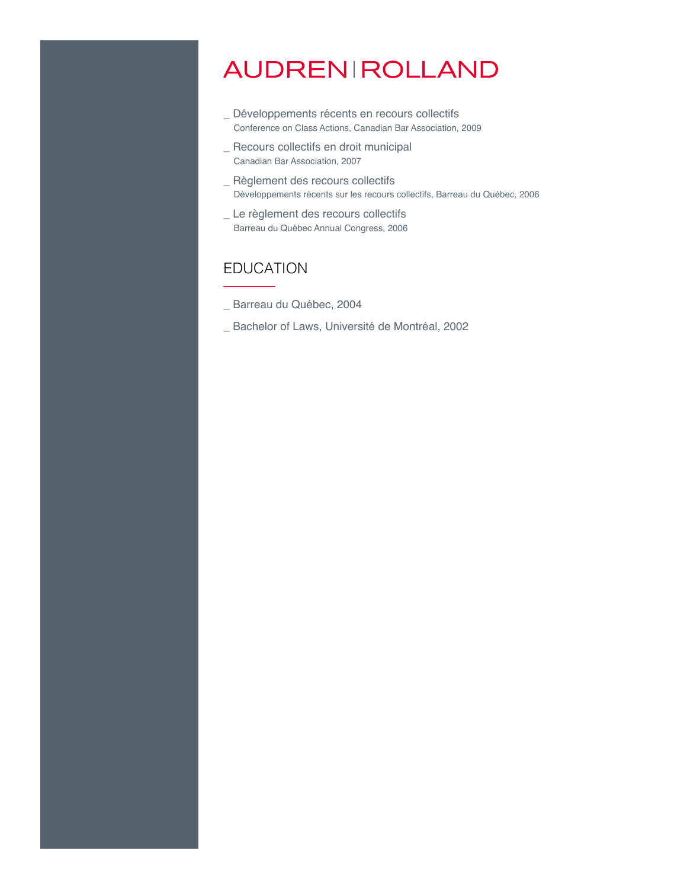AUDREN | ROLLAND

_ Développements récents en recours collectifs
Conference on Class Actions, Canadian Bar Association, 2009

_ Recours collectifs en droit municipal
Canadian Bar Association, 2007

_ Règlement des recours collectifs
Développements récents sur les recours collectifs, Barreau du Québec, 2006

_ Le règlement des recours collectifs
Barreau du Québec Annual Congress, 2006

## EDUCATION

_ Barreau du Québec, 2004

_ Bachelor of Laws, Université de Montréal, 2002